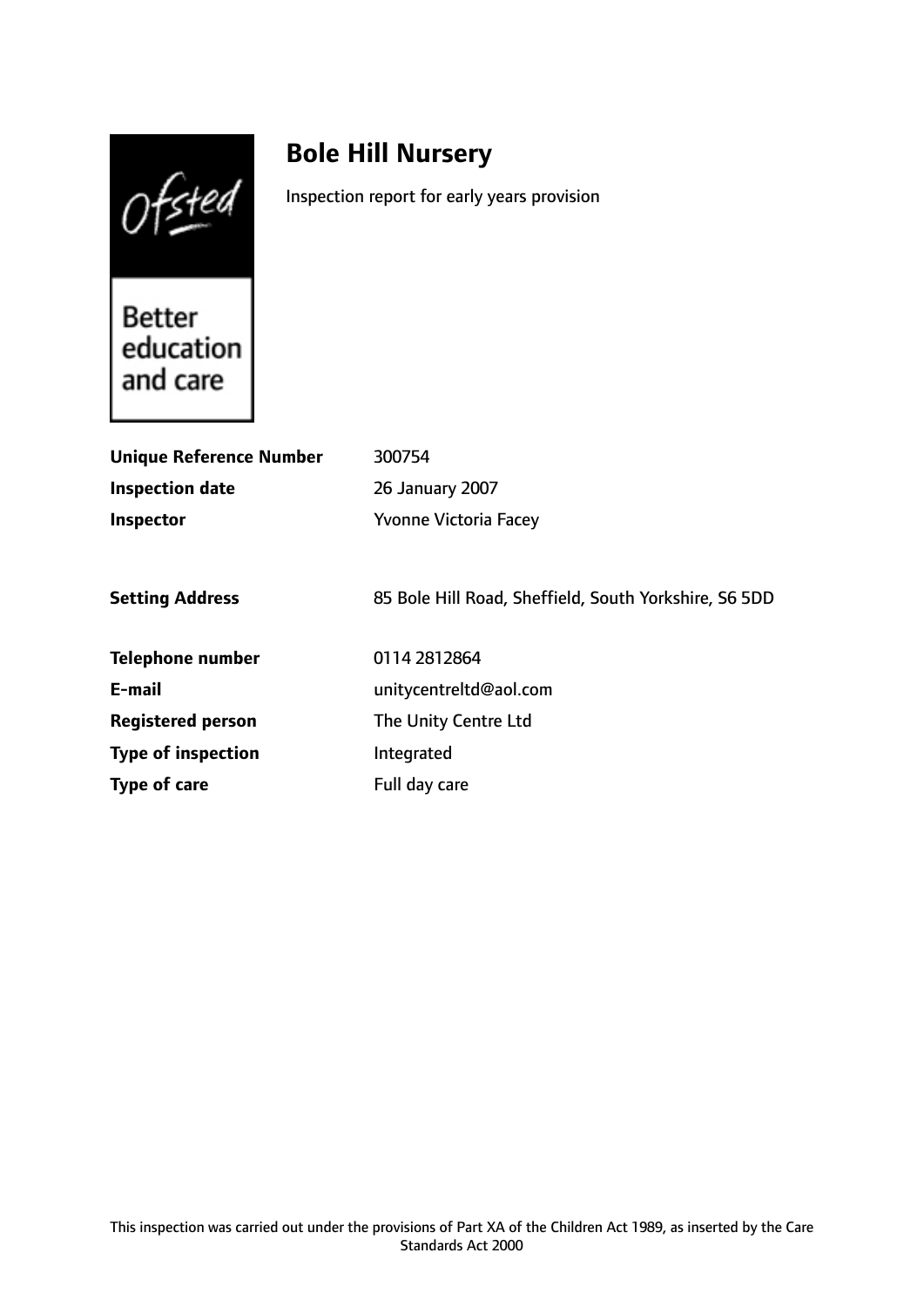Ofsted

Better education and care

# Bole Hill Nursery

Inspection report for early years provision

| | |
|---|---|
| **Unique Reference Number** | 300754 |
| **Inspection date** | 26 January 2007 |
| **Inspector** | Yvonne Victoria Facey |
| | |
| **Setting Address** | 85 Bole Hill Road, Sheffield, South Yorkshire, S6 5DD |
| | |
| **Telephone number** | 0114 2812864 |
| **E-mail** | unitycentreltd@aol.com |
| **Registered person** | The Unity Centre Ltd |
| **Type of inspection** | Integrated |
| **Type of care** | Full day care |

This inspection was carried out under the provisions of Part XA of the Children Act 1989, as inserted by the Care Standards Act 2000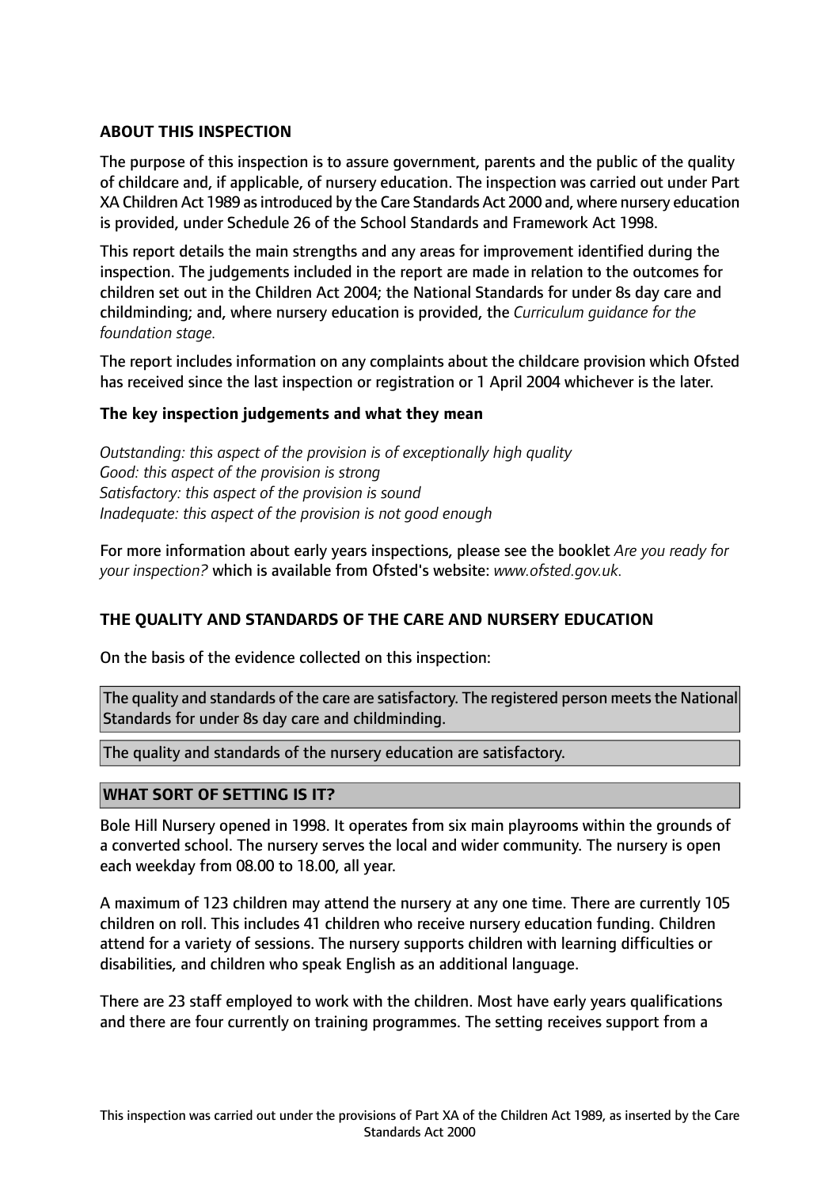## ABOUT THIS INSPECTION

The purpose of this inspection is to assure government, parents and the public of the quality of childcare and, if applicable, of nursery education. The inspection was carried out under Part XA Children Act 1989 as introduced by the Care Standards Act 2000 and, where nursery education is provided, under Schedule 26 of the School Standards and Framework Act 1998.

This report details the main strengths and any areas for improvement identified during the inspection. The judgements included in the report are made in relation to the outcomes for children set out in the Children Act 2004; the National Standards for under 8s day care and childminding; and, where nursery education is provided, the *Curriculum guidance for the foundation stage.*

The report includes information on any complaints about the childcare provision which Ofsted has received since the last inspection or registration or 1 April 2004 whichever is the later.

### The key inspection judgements and what they mean

*Outstanding: this aspect of the provision is of exceptionally high quality*
*Good: this aspect of the provision is strong*
*Satisfactory: this aspect of the provision is sound*
*Inadequate: this aspect of the provision is not good enough*

For more information about early years inspections, please see the booklet *Are you ready for your inspection?* which is available from Ofsted's website: *www.ofsted.gov.uk.*

## THE QUALITY AND STANDARDS OF THE CARE AND NURSERY EDUCATION

On the basis of the evidence collected on this inspection:

The quality and standards of the care are satisfactory. The registered person meets the National Standards for under 8s day care and childminding.

The quality and standards of the nursery education are satisfactory.

## WHAT SORT OF SETTING IS IT?

Bole Hill Nursery opened in 1998. It operates from six main playrooms within the grounds of a converted school. The nursery serves the local and wider community. The nursery is open each weekday from 08.00 to 18.00, all year.

A maximum of 123 children may attend the nursery at any one time. There are currently 105 children on roll. This includes 41 children who receive nursery education funding. Children attend for a variety of sessions. The nursery supports children with learning difficulties or disabilities, and children who speak English as an additional language.

There are 23 staff employed to work with the children. Most have early years qualifications and there are four currently on training programmes. The setting receives support from a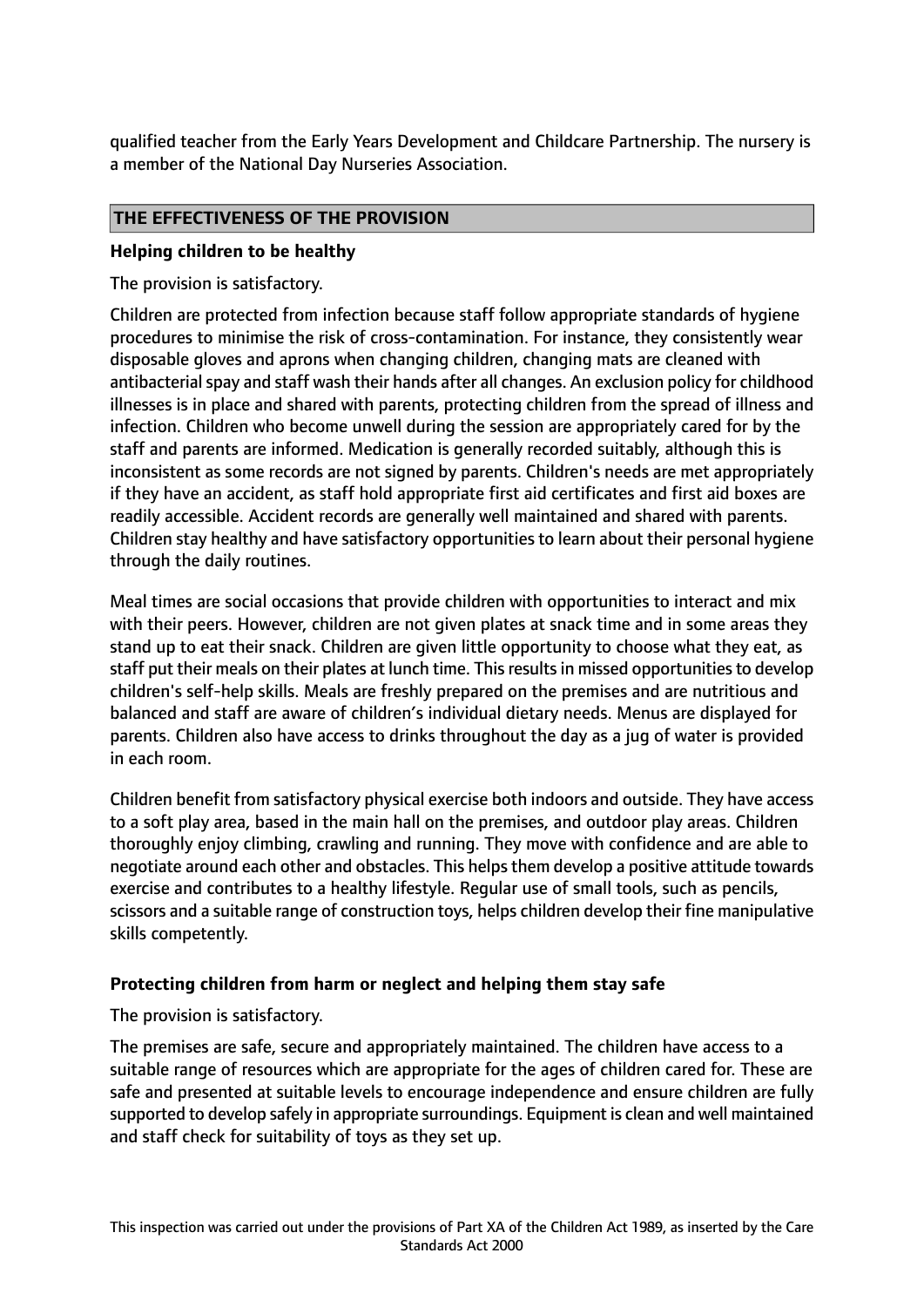qualified teacher from the Early Years Development and Childcare Partnership. The nursery is a member of the National Day Nurseries Association.

## THE EFFECTIVENESS OF THE PROVISION

### Helping children to be healthy

The provision is satisfactory.

Children are protected from infection because staff follow appropriate standards of hygiene procedures to minimise the risk of cross-contamination. For instance, they consistently wear disposable gloves and aprons when changing children, changing mats are cleaned with antibacterial spay and staff wash their hands after all changes. An exclusion policy for childhood illnesses is in place and shared with parents, protecting children from the spread of illness and infection. Children who become unwell during the session are appropriately cared for by the staff and parents are informed. Medication is generally recorded suitably, although this is inconsistent as some records are not signed by parents. Children's needs are met appropriately if they have an accident, as staff hold appropriate first aid certificates and first aid boxes are readily accessible. Accident records are generally well maintained and shared with parents. Children stay healthy and have satisfactory opportunities to learn about their personal hygiene through the daily routines.

Meal times are social occasions that provide children with opportunities to interact and mix with their peers. However, children are not given plates at snack time and in some areas they stand up to eat their snack. Children are given little opportunity to choose what they eat, as staff put their meals on their plates at lunch time. This results in missed opportunities to develop children's self-help skills. Meals are freshly prepared on the premises and are nutritious and balanced and staff are aware of children's individual dietary needs. Menus are displayed for parents. Children also have access to drinks throughout the day as a jug of water is provided in each room.

Children benefit from satisfactory physical exercise both indoors and outside. They have access to a soft play area, based in the main hall on the premises, and outdoor play areas. Children thoroughly enjoy climbing, crawling and running. They move with confidence and are able to negotiate around each other and obstacles. This helps them develop a positive attitude towards exercise and contributes to a healthy lifestyle. Regular use of small tools, such as pencils, scissors and a suitable range of construction toys, helps children develop their fine manipulative skills competently.

### Protecting children from harm or neglect and helping them stay safe

The provision is satisfactory.

The premises are safe, secure and appropriately maintained. The children have access to a suitable range of resources which are appropriate for the ages of children cared for. These are safe and presented at suitable levels to encourage independence and ensure children are fully supported to develop safely in appropriate surroundings. Equipment is clean and well maintained and staff check for suitability of toys as they set up.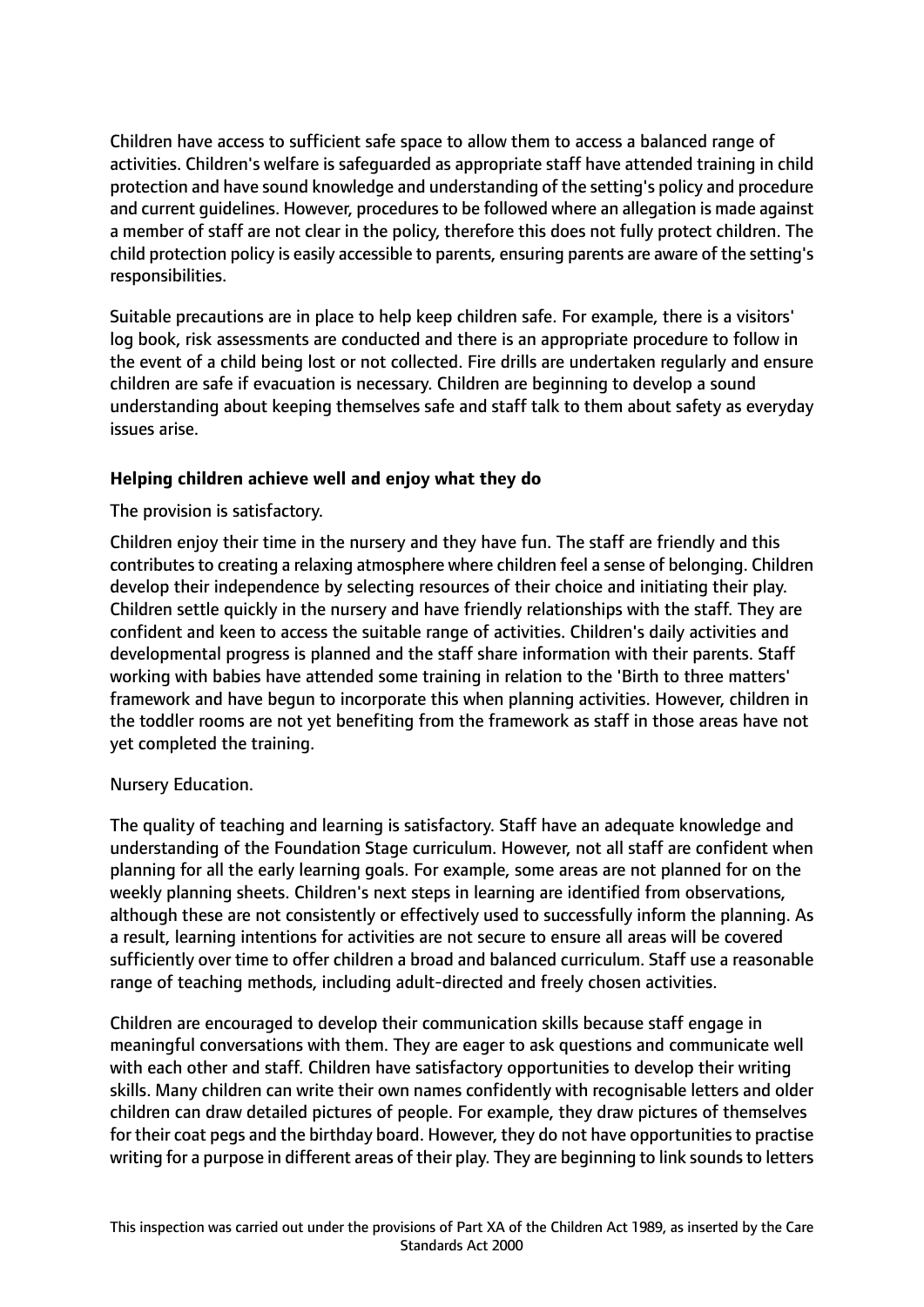Children have access to sufficient safe space to allow them to access a balanced range of activities. Children's welfare is safeguarded as appropriate staff have attended training in child protection and have sound knowledge and understanding of the setting's policy and procedure and current guidelines. However, procedures to be followed where an allegation is made against a member of staff are not clear in the policy, therefore this does not fully protect children. The child protection policy is easily accessible to parents, ensuring parents are aware of the setting's responsibilities.

Suitable precautions are in place to help keep children safe. For example, there is a visitors' log book, risk assessments are conducted and there is an appropriate procedure to follow in the event of a child being lost or not collected. Fire drills are undertaken regularly and ensure children are safe if evacuation is necessary. Children are beginning to develop a sound understanding about keeping themselves safe and staff talk to them about safety as everyday issues arise.

**Helping children achieve well and enjoy what they do**

The provision is satisfactory.

Children enjoy their time in the nursery and they have fun. The staff are friendly and this contributes to creating a relaxing atmosphere where children feel a sense of belonging. Children develop their independence by selecting resources of their choice and initiating their play. Children settle quickly in the nursery and have friendly relationships with the staff. They are confident and keen to access the suitable range of activities. Children's daily activities and developmental progress is planned and the staff share information with their parents. Staff working with babies have attended some training in relation to the 'Birth to three matters' framework and have begun to incorporate this when planning activities. However, children in the toddler rooms are not yet benefiting from the framework as staff in those areas have not yet completed the training.

Nursery Education.

The quality of teaching and learning is satisfactory. Staff have an adequate knowledge and understanding of the Foundation Stage curriculum. However, not all staff are confident when planning for all the early learning goals. For example, some areas are not planned for on the weekly planning sheets. Children's next steps in learning are identified from observations, although these are not consistently or effectively used to successfully inform the planning. As a result, learning intentions for activities are not secure to ensure all areas will be covered sufficiently over time to offer children a broad and balanced curriculum. Staff use a reasonable range of teaching methods, including adult-directed and freely chosen activities.

Children are encouraged to develop their communication skills because staff engage in meaningful conversations with them. They are eager to ask questions and communicate well with each other and staff. Children have satisfactory opportunities to develop their writing skills. Many children can write their own names confidently with recognisable letters and older children can draw detailed pictures of people. For example, they draw pictures of themselves for their coat pegs and the birthday board. However, they do not have opportunities to practise writing for a purpose in different areas of their play. They are beginning to link sounds to letters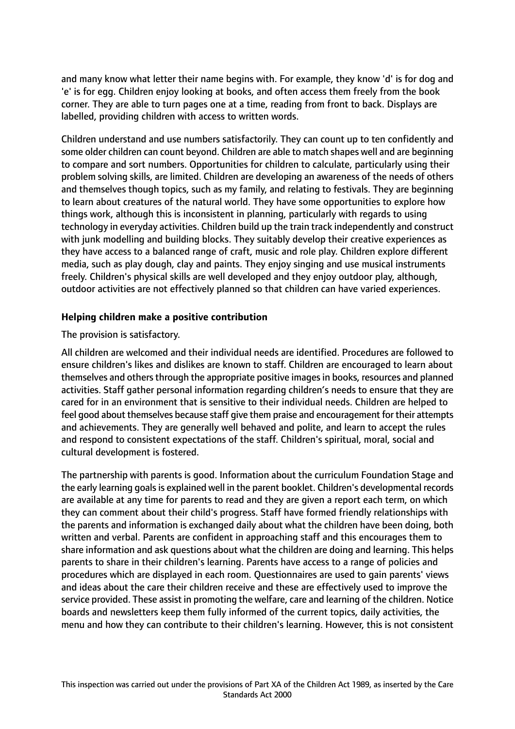and many know what letter their name begins with. For example, they know 'd' is for dog and 'e' is for egg. Children enjoy looking at books, and often access them freely from the book corner. They are able to turn pages one at a time, reading from front to back. Displays are labelled, providing children with access to written words.

Children understand and use numbers satisfactorily. They can count up to ten confidently and some older children can count beyond. Children are able to match shapes well and are beginning to compare and sort numbers. Opportunities for children to calculate, particularly using their problem solving skills, are limited. Children are developing an awareness of the needs of others and themselves though topics, such as my family, and relating to festivals. They are beginning to learn about creatures of the natural world. They have some opportunities to explore how things work, although this is inconsistent in planning, particularly with regards to using technology in everyday activities. Children build up the train track independently and construct with junk modelling and building blocks. They suitably develop their creative experiences as they have access to a balanced range of craft, music and role play. Children explore different media, such as play dough, clay and paints. They enjoy singing and use musical instruments freely. Children's physical skills are well developed and they enjoy outdoor play, although, outdoor activities are not effectively planned so that children can have varied experiences.

**Helping children make a positive contribution**

The provision is satisfactory.

All children are welcomed and their individual needs are identified. Procedures are followed to ensure children's likes and dislikes are known to staff. Children are encouraged to learn about themselves and others through the appropriate positive images in books, resources and planned activities. Staff gather personal information regarding children's needs to ensure that they are cared for in an environment that is sensitive to their individual needs. Children are helped to feel good about themselves because staff give them praise and encouragement for their attempts and achievements. They are generally well behaved and polite, and learn to accept the rules and respond to consistent expectations of the staff. Children's spiritual, moral, social and cultural development is fostered.

The partnership with parents is good. Information about the curriculum Foundation Stage and the early learning goals is explained well in the parent booklet. Children's developmental records are available at any time for parents to read and they are given a report each term, on which they can comment about their child's progress. Staff have formed friendly relationships with the parents and information is exchanged daily about what the children have been doing, both written and verbal. Parents are confident in approaching staff and this encourages them to share information and ask questions about what the children are doing and learning. This helps parents to share in their children's learning. Parents have access to a range of policies and procedures which are displayed in each room. Questionnaires are used to gain parents' views and ideas about the care their children receive and these are effectively used to improve the service provided. These assist in promoting the welfare, care and learning of the children. Notice boards and newsletters keep them fully informed of the current topics, daily activities, the menu and how they can contribute to their children's learning. However, this is not consistent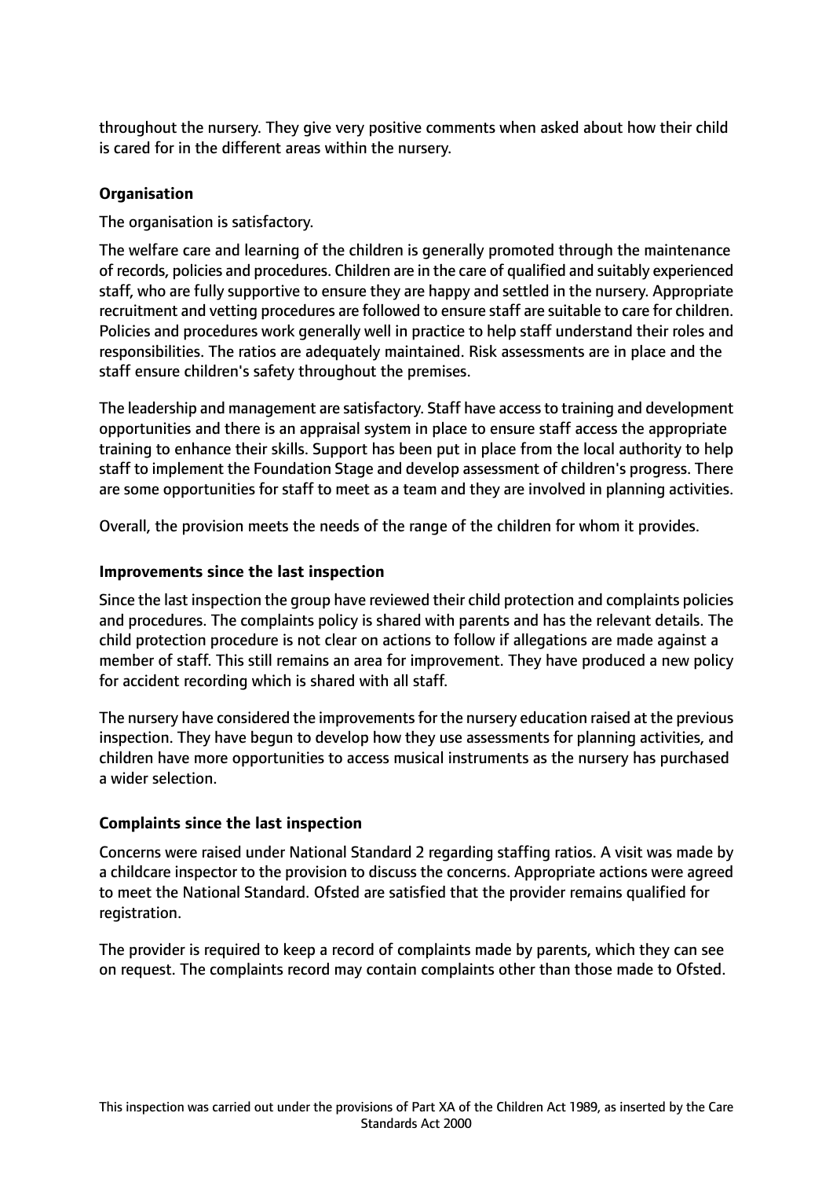throughout the nursery. They give very positive comments when asked about how their child is cared for in the different areas within the nursery.

**Organisation**

The organisation is satisfactory.

The welfare care and learning of the children is generally promoted through the maintenance of records, policies and procedures. Children are in the care of qualified and suitably experienced staff, who are fully supportive to ensure they are happy and settled in the nursery. Appropriate recruitment and vetting procedures are followed to ensure staff are suitable to care for children. Policies and procedures work generally well in practice to help staff understand their roles and responsibilities. The ratios are adequately maintained. Risk assessments are in place and the staff ensure children's safety throughout the premises.

The leadership and management are satisfactory. Staff have access to training and development opportunities and there is an appraisal system in place to ensure staff access the appropriate training to enhance their skills. Support has been put in place from the local authority to help staff to implement the Foundation Stage and develop assessment of children's progress. There are some opportunities for staff to meet as a team and they are involved in planning activities.

Overall, the provision meets the needs of the range of the children for whom it provides.

**Improvements since the last inspection**

Since the last inspection the group have reviewed their child protection and complaints policies and procedures. The complaints policy is shared with parents and has the relevant details. The child protection procedure is not clear on actions to follow if allegations are made against a member of staff. This still remains an area for improvement. They have produced a new policy for accident recording which is shared with all staff.

The nursery have considered the improvements for the nursery education raised at the previous inspection. They have begun to develop how they use assessments for planning activities, and children have more opportunities to access musical instruments as the nursery has purchased a wider selection.

**Complaints since the last inspection**

Concerns were raised under National Standard 2 regarding staffing ratios. A visit was made by a childcare inspector to the provision to discuss the concerns. Appropriate actions were agreed to meet the National Standard. Ofsted are satisfied that the provider remains qualified for registration.

The provider is required to keep a record of complaints made by parents, which they can see on request. The complaints record may contain complaints other than those made to Ofsted.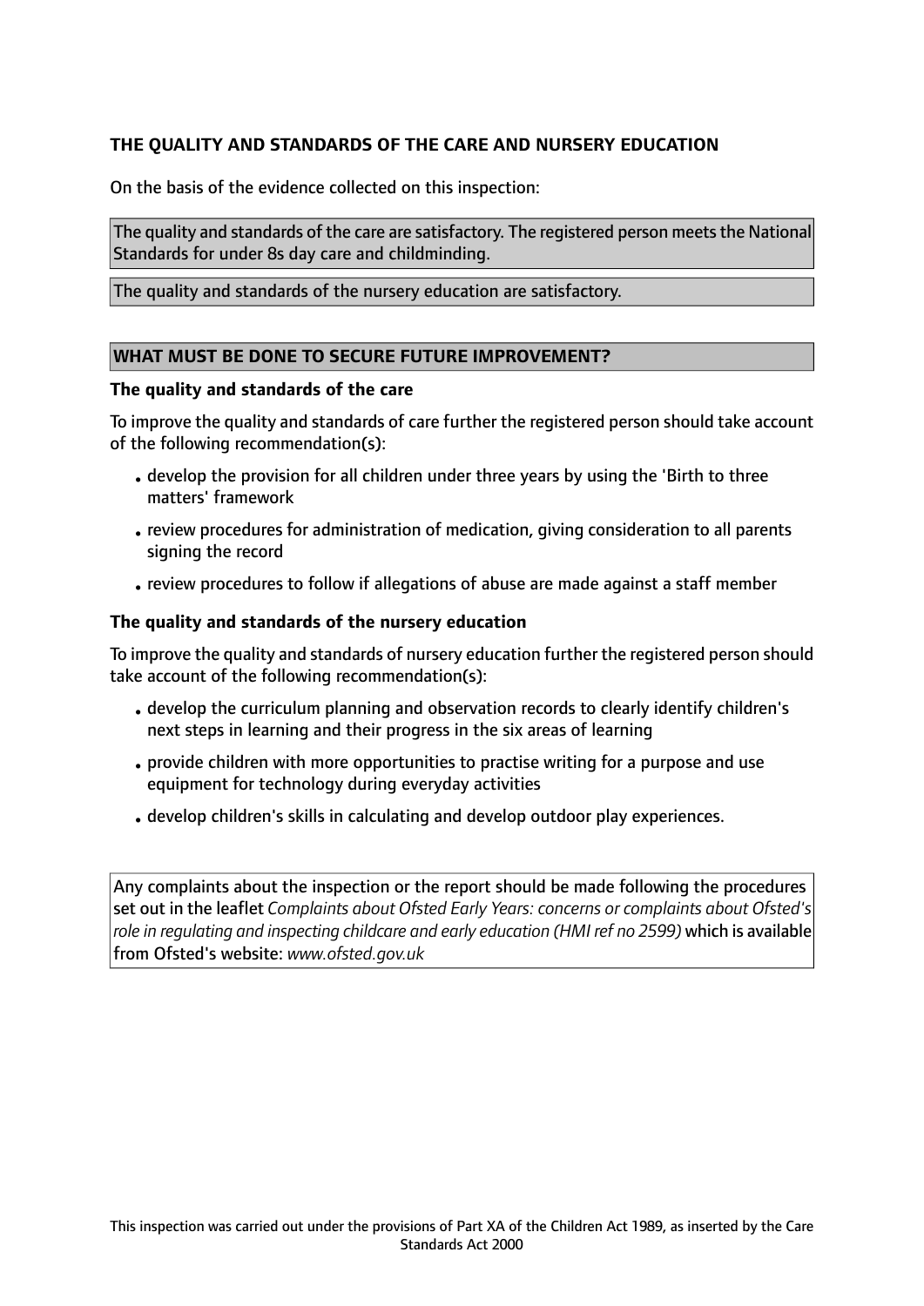## THE QUALITY AND STANDARDS OF THE CARE AND NURSERY EDUCATION

On the basis of the evidence collected on this inspection:

The quality and standards of the care are satisfactory. The registered person meets the National Standards for under 8s day care and childminding.

The quality and standards of the nursery education are satisfactory.

## WHAT MUST BE DONE TO SECURE FUTURE IMPROVEMENT?

### The quality and standards of the care

To improve the quality and standards of care further the registered person should take account of the following recommendation(s):

- develop the provision for all children under three years by using the 'Birth to three matters' framework
- review procedures for administration of medication, giving consideration to all parents signing the record
- review procedures to follow if allegations of abuse are made against a staff member

### The quality and standards of the nursery education

To improve the quality and standards of nursery education further the registered person should take account of the following recommendation(s):

- develop the curriculum planning and observation records to clearly identify children's next steps in learning and their progress in the six areas of learning
- provide children with more opportunities to practise writing for a purpose and use equipment for technology during everyday activities
- develop children's skills in calculating and develop outdoor play experiences.

Any complaints about the inspection or the report should be made following the procedures set out in the leaflet *Complaints about Ofsted Early Years: concerns or complaints about Ofsted's role in regulating and inspecting childcare and early education (HMI ref no 2599)* which is available from Ofsted's website: *www.ofsted.gov.uk*

This inspection was carried out under the provisions of Part XA of the Children Act 1989, as inserted by the Care Standards Act 2000